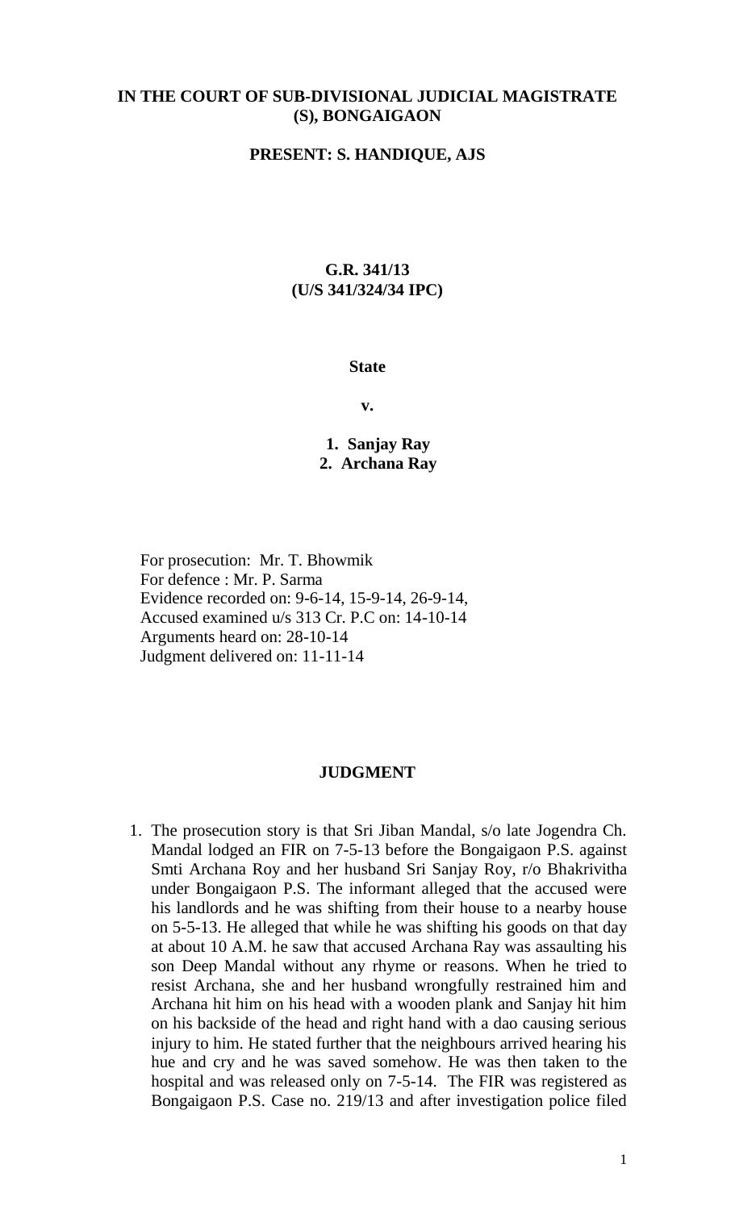**IN THE COURT OF SUB-DIVISIONAL JUDICIAL MAGISTRATE (S), BONGAIGAON**

**PRESENT: S. HANDIQUE, AJS**

**G.R. 341/13**
**(U/S 341/324/34 IPC)**

**State**

**v.**

1. **Sanjay Ray**
2. **Archana Ray**

For prosecution: Mr. T. Bhowmik
For defence : Mr. P. Sarma
Evidence recorded on: 9-6-14, 15-9-14, 26-9-14,
Accused examined u/s 313 Cr. P.C on: 14-10-14
Arguments heard on: 28-10-14
Judgment delivered on: 11-11-14

## JUDGMENT

1. The prosecution story is that Sri Jiban Mandal, s/o late Jogendra Ch. Mandal lodged an FIR on 7-5-13 before the Bongaigaon P.S. against Smti Archana Roy and her husband Sri Sanjay Roy, r/o Bhakrivitha under Bongaigaon P.S. The informant alleged that the accused were his landlords and he was shifting from their house to a nearby house on 5-5-13. He alleged that while he was shifting his goods on that day at about 10 A.M. he saw that accused Archana Ray was assaulting his son Deep Mandal without any rhyme or reasons. When he tried to resist Archana, she and her husband wrongfully restrained him and Archana hit him on his head with a wooden plank and Sanjay hit him on his backside of the head and right hand with a dao causing serious injury to him. He stated further that the neighbours arrived hearing his hue and cry and he was saved somehow. He was then taken to the hospital and was released only on 7-5-14. The FIR was registered as Bongaigaon P.S. Case no. 219/13 and after investigation police filed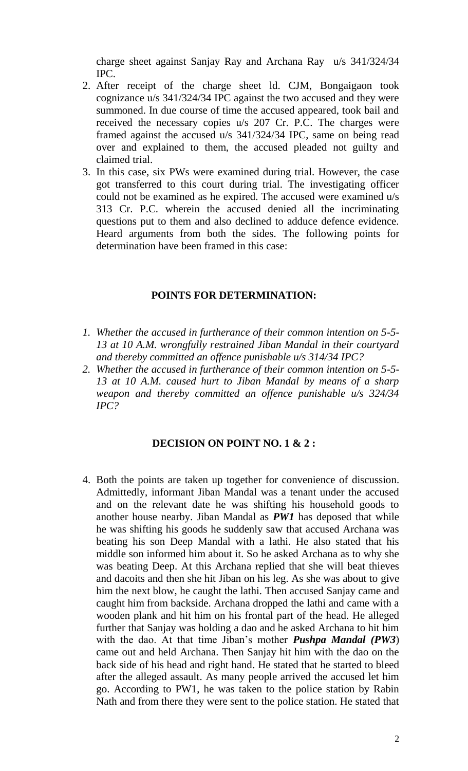charge sheet against Sanjay Ray and Archana Ray u/s 341/324/34 IPC.

2. After receipt of the charge sheet ld. CJM, Bongaigaon took cognizance u/s 341/324/34 IPC against the two accused and they were summoned. In due course of time the accused appeared, took bail and received the necessary copies u/s 207 Cr. P.C. The charges were framed against the accused u/s 341/324/34 IPC, same on being read over and explained to them, the accused pleaded not guilty and claimed trial.

3. In this case, six PWs were examined during trial. However, the case got transferred to this court during trial. The investigating officer could not be examined as he expired. The accused were examined u/s 313 Cr. P.C. wherein the accused denied all the incriminating questions put to them and also declined to adduce defence evidence. Heard arguments from both the sides. The following points for determination have been framed in this case:

## POINTS FOR DETERMINATION:

1. *Whether the accused in furtherance of their common intention on 5-5-13 at 10 A.M. wrongfully restrained Jiban Mandal in their courtyard and thereby committed an offence punishable u/s 314/34 IPC?*
2. *Whether the accused in furtherance of their common intention on 5-5-13 at 10 A.M. caused hurt to Jiban Mandal by means of a sharp weapon and thereby committed an offence punishable u/s 324/34 IPC?*

## DECISION ON POINT NO. 1 & 2 :

4. Both the points are taken up together for convenience of discussion. Admittedly, informant Jiban Mandal was a tenant under the accused and on the relevant date he was shifting his household goods to another house nearby. Jiban Mandal as ***PW1*** has deposed that while he was shifting his goods he suddenly saw that accused Archana was beating his son Deep Mandal with a lathi. He also stated that his middle son informed him about it. So he asked Archana as to why she was beating Deep. At this Archana replied that she will beat thieves and dacoits and then she hit Jiban on his leg. As she was about to give him the next blow, he caught the lathi. Then accused Sanjay came and caught him from backside. Archana dropped the lathi and came with a wooden plank and hit him on his frontal part of the head. He alleged further that Sanjay was holding a dao and he asked Archana to hit him with the dao. At that time Jiban's mother ***Pushpa Mandal (PW3***) came out and held Archana. Then Sanjay hit him with the dao on the back side of his head and right hand. He stated that he started to bleed after the alleged assault. As many people arrived the accused let him go. According to PW1, he was taken to the police station by Rabin Nath and from there they were sent to the police station. He stated that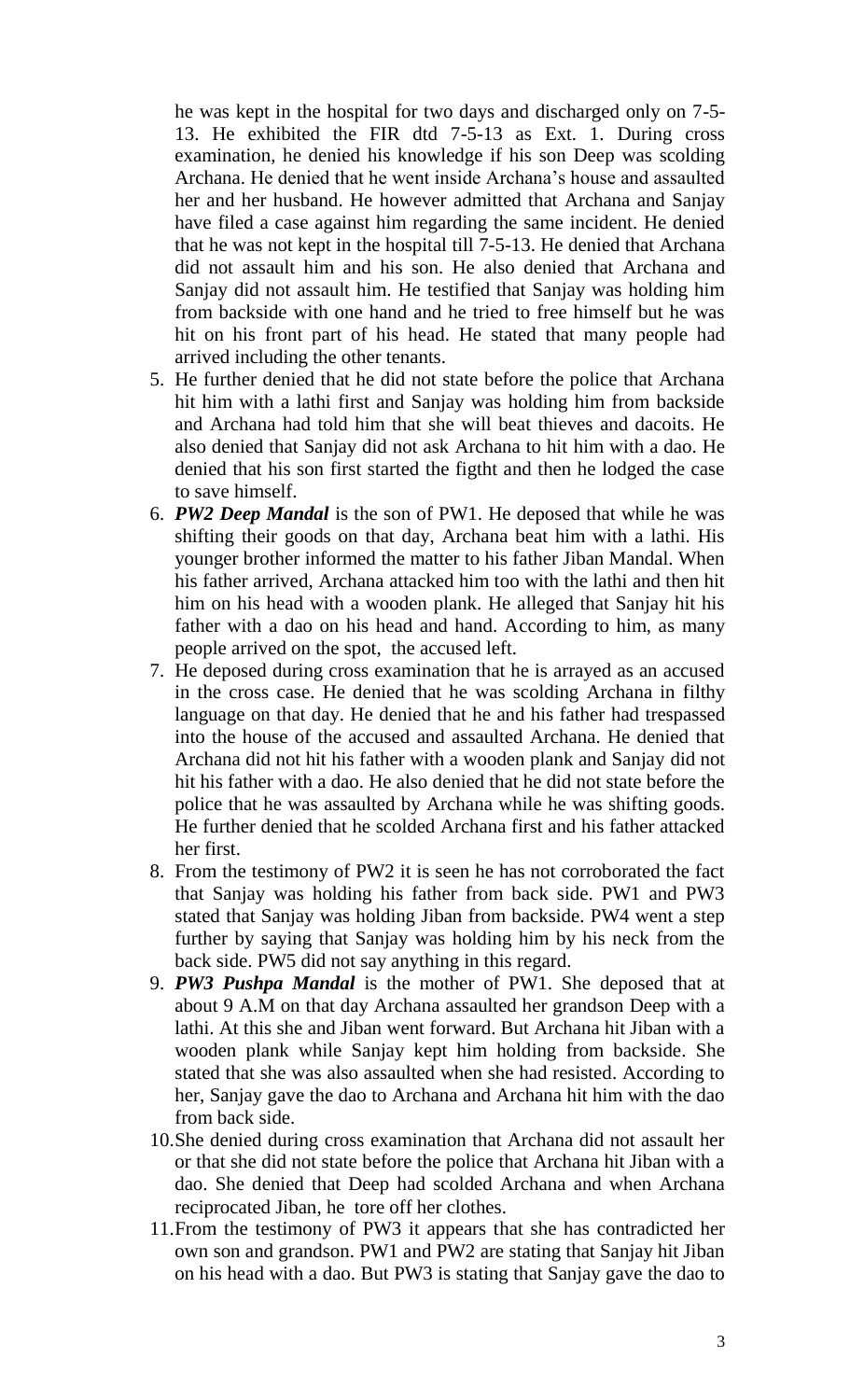he was kept in the hospital for two days and discharged only on 7-5-13. He exhibited the FIR dtd 7-5-13 as Ext. 1. During cross examination, he denied his knowledge if his son Deep was scolding Archana. He denied that he went inside Archana's house and assaulted her and her husband. He however admitted that Archana and Sanjay have filed a case against him regarding the same incident. He denied that he was not kept in the hospital till 7-5-13. He denied that Archana did not assault him and his son. He also denied that Archana and Sanjay did not assault him. He testified that Sanjay was holding him from backside with one hand and he tried to free himself but he was hit on his front part of his head. He stated that many people had arrived including the other tenants.

5. He further denied that he did not state before the police that Archana hit him with a lathi first and Sanjay was holding him from backside and Archana had told him that she will beat thieves and dacoits. He also denied that Sanjay did not ask Archana to hit him with a dao. He denied that his son first started the figtht and then he lodged the case to save himself.

6. ***PW2 Deep Mandal*** is the son of PW1. He deposed that while he was shifting their goods on that day, Archana beat him with a lathi. His younger brother informed the matter to his father Jiban Mandal. When his father arrived, Archana attacked him too with the lathi and then hit him on his head with a wooden plank. He alleged that Sanjay hit his father with a dao on his head and hand. According to him, as many people arrived on the spot, the accused left.

7. He deposed during cross examination that he is arrayed as an accused in the cross case. He denied that he was scolding Archana in filthy language on that day. He denied that he and his father had trespassed into the house of the accused and assaulted Archana. He denied that Archana did not hit his father with a wooden plank and Sanjay did not hit his father with a dao. He also denied that he did not state before the police that he was assaulted by Archana while he was shifting goods. He further denied that he scolded Archana first and his father attacked her first.

8. From the testimony of PW2 it is seen he has not corroborated the fact that Sanjay was holding his father from back side. PW1 and PW3 stated that Sanjay was holding Jiban from backside. PW4 went a step further by saying that Sanjay was holding him by his neck from the back side. PW5 did not say anything in this regard.

9. ***PW3 Pushpa Mandal*** is the mother of PW1. She deposed that at about 9 A.M on that day Archana assaulted her grandson Deep with a lathi. At this she and Jiban went forward. But Archana hit Jiban with a wooden plank while Sanjay kept him holding from backside. She stated that she was also assaulted when she had resisted. According to her, Sanjay gave the dao to Archana and Archana hit him with the dao from back side.

10. She denied during cross examination that Archana did not assault her or that she did not state before the police that Archana hit Jiban with a dao. She denied that Deep had scolded Archana and when Archana reciprocated Jiban, he tore off her clothes.

11. From the testimony of PW3 it appears that she has contradicted her own son and grandson. PW1 and PW2 are stating that Sanjay hit Jiban on his head with a dao. But PW3 is stating that Sanjay gave the dao to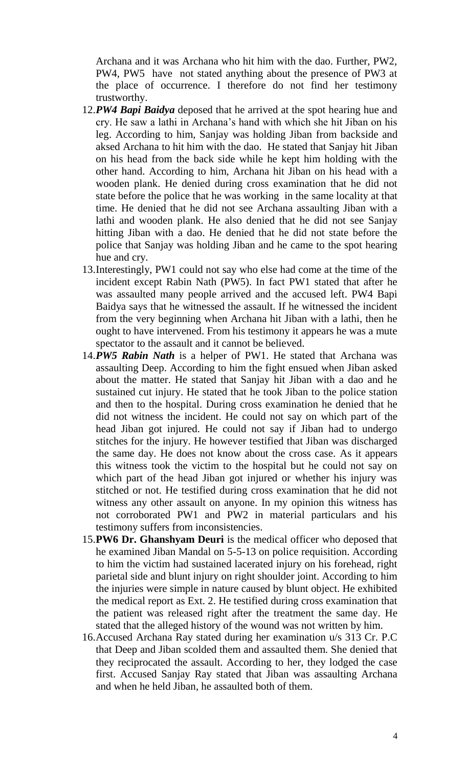Archana and it was Archana who hit him with the dao. Further, PW2, PW4, PW5 have not stated anything about the presence of PW3 at the place of occurrence. I therefore do not find her testimony trustworthy.

12. ***PW4 Bapi Baidya*** deposed that he arrived at the spot hearing hue and cry. He saw a lathi in Archana's hand with which she hit Jiban on his leg. According to him, Sanjay was holding Jiban from backside and aksed Archana to hit him with the dao. He stated that Sanjay hit Jiban on his head from the back side while he kept him holding with the other hand. According to him, Archana hit Jiban on his head with a wooden plank. He denied during cross examination that he did not state before the police that he was working in the same locality at that time. He denied that he did not see Archana assaulting Jiban with a lathi and wooden plank. He also denied that he did not see Sanjay hitting Jiban with a dao. He denied that he did not state before the police that Sanjay was holding Jiban and he came to the spot hearing hue and cry.

13. Interestingly, PW1 could not say who else had come at the time of the incident except Rabin Nath (PW5). In fact PW1 stated that after he was assaulted many people arrived and the accused left. PW4 Bapi Baidya says that he witnessed the assault. If he witnessed the incident from the very beginning when Archana hit Jiban with a lathi, then he ought to have intervened. From his testimony it appears he was a mute spectator to the assault and it cannot be believed.

14. ***PW5 Rabin Nath*** is a helper of PW1. He stated that Archana was assaulting Deep. According to him the fight ensued when Jiban asked about the matter. He stated that Sanjay hit Jiban with a dao and he sustained cut injury. He stated that he took Jiban to the police station and then to the hospital. During cross examination he denied that he did not witness the incident. He could not say on which part of the head Jiban got injured. He could not say if Jiban had to undergo stitches for the injury. He however testified that Jiban was discharged the same day. He does not know about the cross case. As it appears this witness took the victim to the hospital but he could not say on which part of the head Jiban got injured or whether his injury was stitched or not. He testified during cross examination that he did not witness any other assault on anyone. In my opinion this witness has not corroborated PW1 and PW2 in material particulars and his testimony suffers from inconsistencies.

15. **PW6 Dr. Ghanshyam Deuri** is the medical officer who deposed that he examined Jiban Mandal on 5-5-13 on police requisition. According to him the victim had sustained lacerated injury on his forehead, right parietal side and blunt injury on right shoulder joint. According to him the injuries were simple in nature caused by blunt object. He exhibited the medical report as Ext. 2. He testified during cross examination that the patient was released right after the treatment the same day. He stated that the alleged history of the wound was not written by him.

16. Accused Archana Ray stated during her examination u/s 313 Cr. P.C that Deep and Jiban scolded them and assaulted them. She denied that they reciprocated the assault. According to her, they lodged the case first. Accused Sanjay Ray stated that Jiban was assaulting Archana and when he held Jiban, he assaulted both of them.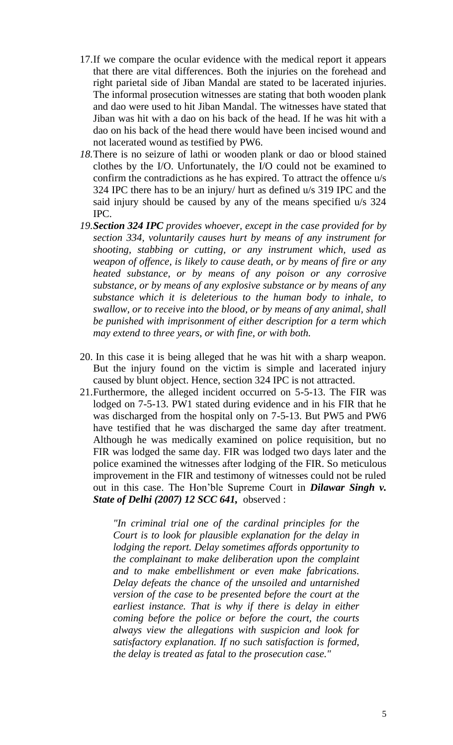17. If we compare the ocular evidence with the medical report it appears that there are vital differences. Both the injuries on the forehead and right parietal side of Jiban Mandal are stated to be lacerated injuries. The informal prosecution witnesses are stating that both wooden plank and dao were used to hit Jiban Mandal. The witnesses have stated that Jiban was hit with a dao on his back of the head. If he was hit with a dao on his back of the head there would have been incised wound and not lacerated wound as testified by PW6.

18. There is no seizure of lathi or wooden plank or dao or blood stained clothes by the I/O. Unfortunately, the I/O could not be examined to confirm the contradictions as he has expired. To attract the offence u/s 324 IPC there has to be an injury/ hurt as defined u/s 319 IPC and the said injury should be caused by any of the means specified u/s 324 IPC.

19. ***Section 324 IPC*** *provides whoever, except in the case provided for by section 334, voluntarily causes hurt by means of any instrument for shooting, stabbing or cutting, or any instrument which, used as weapon of offence, is likely to cause death, or by means of fire or any heated substance, or by means of any poison or any corrosive substance, or by means of any explosive substance or by means of any substance which it is deleterious to the human body to inhale, to swallow, or to receive into the blood, or by means of any animal, shall be punished with imprisonment of either description for a term which may extend to three years, or with fine, or with both.*

20. In this case it is being alleged that he was hit with a sharp weapon. But the injury found on the victim is simple and lacerated injury caused by blunt object. Hence, section 324 IPC is not attracted.

21. Furthermore, the alleged incident occurred on 5-5-13. The FIR was lodged on 7-5-13. PW1 stated during evidence and in his FIR that he was discharged from the hospital only on 7-5-13. But PW5 and PW6 have testified that he was discharged the same day after treatment. Although he was medically examined on police requisition, but no FIR was lodged the same day. FIR was lodged two days later and the police examined the witnesses after lodging of the FIR. So meticulous improvement in the FIR and testimony of witnesses could not be ruled out in this case. The Hon'ble Supreme Court in ***Dilawar Singh v. State of Delhi (2007) 12 SCC 641,*** observed :

> *"In criminal trial one of the cardinal principles for the Court is to look for plausible explanation for the delay in lodging the report. Delay sometimes affords opportunity to the complainant to make deliberation upon the complaint and to make embellishment or even make fabrications. Delay defeats the chance of the unsoiled and untarnished version of the case to be presented before the court at the earliest instance. That is why if there is delay in either coming before the police or before the court, the courts always view the allegations with suspicion and look for satisfactory explanation. If no such satisfaction is formed, the delay is treated as fatal to the prosecution case."*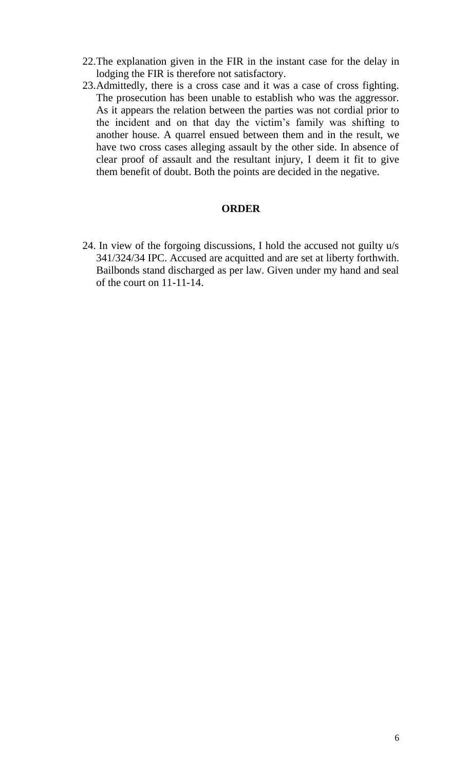22. The explanation given in the FIR in the instant case for the delay in lodging the FIR is therefore not satisfactory.

23. Admittedly, there is a cross case and it was a case of cross fighting. The prosecution has been unable to establish who was the aggressor. As it appears the relation between the parties was not cordial prior to the incident and on that day the victim's family was shifting to another house. A quarrel ensued between them and in the result, we have two cross cases alleging assault by the other side. In absence of clear proof of assault and the resultant injury, I deem it fit to give them benefit of doubt. Both the points are decided in the negative.

## ORDER

24. In view of the forgoing discussions, I hold the accused not guilty u/s 341/324/34 IPC. Accused are acquitted and are set at liberty forthwith. Bailbonds stand discharged as per law. Given under my hand and seal of the court on 11-11-14.